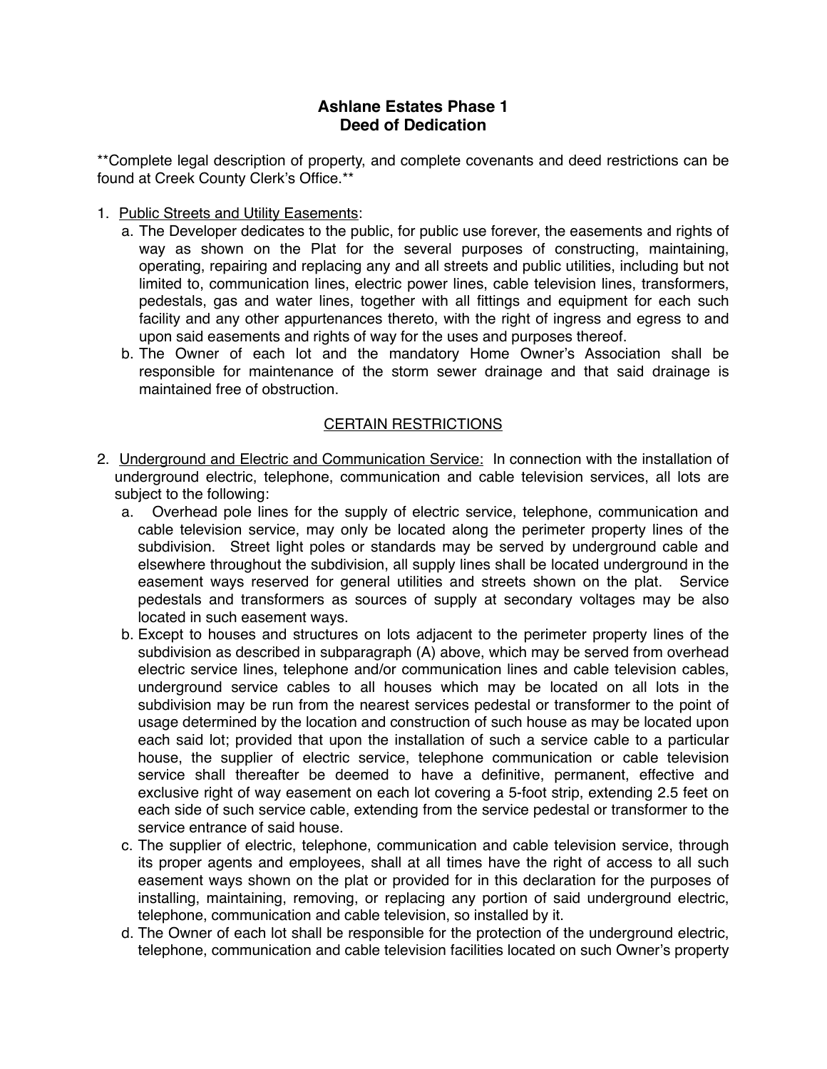# Ashlane Estates Phase 1
## Deed of Dedication

**Complete legal description of property, and complete covenants and deed restrictions can be found at Creek County Clerk's Office.**

1. <u>Public Streets and Utility Easements</u>:
   a. The Developer dedicates to the public, for public use forever, the easements and rights of way as shown on the Plat for the several purposes of constructing, maintaining, operating, repairing and replacing any and all streets and public utilities, including but not limited to, communication lines, electric power lines, cable television lines, transformers, pedestals, gas and water lines, together with all fittings and equipment for each such facility and any other appurtenances thereto, with the right of ingress and egress to and upon said easements and rights of way for the uses and purposes thereof.
   b. The Owner of each lot and the mandatory Home Owner's Association shall be responsible for maintenance of the storm sewer drainage and that said drainage is maintained free of obstruction.

<u>CERTAIN RESTRICTIONS</u>

2. <u>Underground and Electric and Communication Service:</u> In connection with the installation of underground electric, telephone, communication and cable television services, all lots are subject to the following:
   a. Overhead pole lines for the supply of electric service, telephone, communication and cable television service, may only be located along the perimeter property lines of the subdivision. Street light poles or standards may be served by underground cable and elsewhere throughout the subdivision, all supply lines shall be located underground in the easement ways reserved for general utilities and streets shown on the plat. Service pedestals and transformers as sources of supply at secondary voltages may be also located in such easement ways.
   b. Except to houses and structures on lots adjacent to the perimeter property lines of the subdivision as described in subparagraph (A) above, which may be served from overhead electric service lines, telephone and/or communication lines and cable television cables, underground service cables to all houses which may be located on all lots in the subdivision may be run from the nearest services pedestal or transformer to the point of usage determined by the location and construction of such house as may be located upon each said lot; provided that upon the installation of such a service cable to a particular house, the supplier of electric service, telephone communication or cable television service shall thereafter be deemed to have a definitive, permanent, effective and exclusive right of way easement on each lot covering a 5-foot strip, extending 2.5 feet on each side of such service cable, extending from the service pedestal or transformer to the service entrance of said house.
   c. The supplier of electric, telephone, communication and cable television service, through its proper agents and employees, shall at all times have the right of access to all such easement ways shown on the plat or provided for in this declaration for the purposes of installing, maintaining, removing, or replacing any portion of said underground electric, telephone, communication and cable television, so installed by it.
   d. The Owner of each lot shall be responsible for the protection of the underground electric, telephone, communication and cable television facilities located on such Owner's property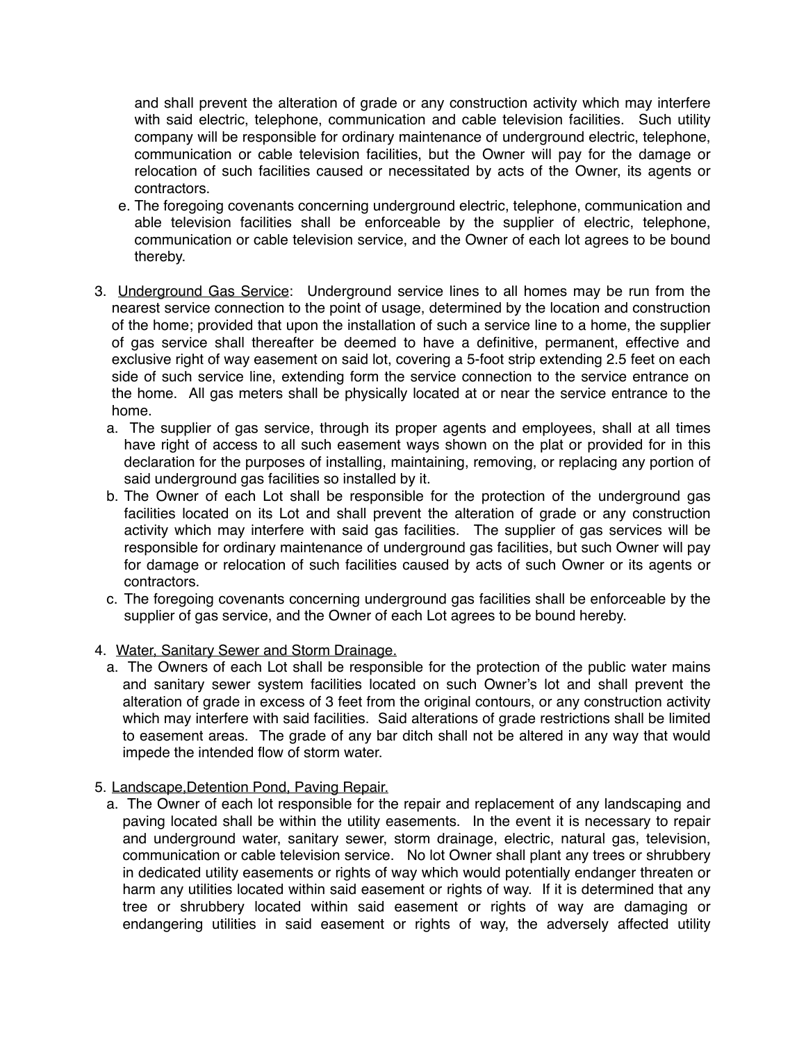and shall prevent the alteration of grade or any construction activity which may interfere with said electric, telephone, communication and cable television facilities. Such utility company will be responsible for ordinary maintenance of underground electric, telephone, communication or cable television facilities, but the Owner will pay for the damage or relocation of such facilities caused or necessitated by acts of the Owner, its agents or contractors.

e. The foregoing covenants concerning underground electric, telephone, communication and able television facilities shall be enforceable by the supplier of electric, telephone, communication or cable television service, and the Owner of each lot agrees to be bound thereby.

3. Underground Gas Service: Underground service lines to all homes may be run from the nearest service connection to the point of usage, determined by the location and construction of the home; provided that upon the installation of such a service line to a home, the supplier of gas service shall thereafter be deemed to have a definitive, permanent, effective and exclusive right of way easement on said lot, covering a 5-foot strip extending 2.5 feet on each side of such service line, extending form the service connection to the service entrance on the home. All gas meters shall be physically located at or near the service entrance to the home.

   a. The supplier of gas service, through its proper agents and employees, shall at all times have right of access to all such easement ways shown on the plat or provided for in this declaration for the purposes of installing, maintaining, removing, or replacing any portion of said underground gas facilities so installed by it.

   b. The Owner of each Lot shall be responsible for the protection of the underground gas facilities located on its Lot and shall prevent the alteration of grade or any construction activity which may interfere with said gas facilities. The supplier of gas services will be responsible for ordinary maintenance of underground gas facilities, but such Owner will pay for damage or relocation of such facilities caused by acts of such Owner or its agents or contractors.

   c. The foregoing covenants concerning underground gas facilities shall be enforceable by the supplier of gas service, and the Owner of each Lot agrees to be bound hereby.

4. Water, Sanitary Sewer and Storm Drainage.

   a. The Owners of each Lot shall be responsible for the protection of the public water mains and sanitary sewer system facilities located on such Owner's lot and shall prevent the alteration of grade in excess of 3 feet from the original contours, or any construction activity which may interfere with said facilities. Said alterations of grade restrictions shall be limited to easement areas. The grade of any bar ditch shall not be altered in any way that would impede the intended flow of storm water.

5. Landscape,Detention Pond, Paving Repair.

   a. The Owner of each lot responsible for the repair and replacement of any landscaping and paving located shall be within the utility easements. In the event it is necessary to repair and underground water, sanitary sewer, storm drainage, electric, natural gas, television, communication or cable television service. No lot Owner shall plant any trees or shrubbery in dedicated utility easements or rights of way which would potentially endanger threaten or harm any utilities located within said easement or rights of way. If it is determined that any tree or shrubbery located within said easement or rights of way are damaging or endangering utilities in said easement or rights of way, the adversely affected utility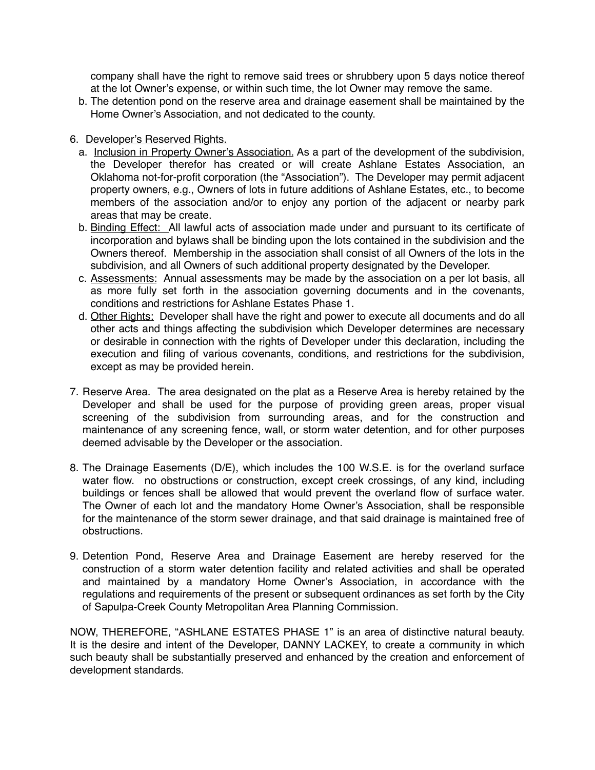company shall have the right to remove said trees or shrubbery upon 5 days notice thereof at the lot Owner's expense, or within such time, the lot Owner may remove the same.

b. The detention pond on the reserve area and drainage easement shall be maintained by the Home Owner's Association, and not dedicated to the county.

6. <u>Developer's Reserved Rights.</u>

   a. <u>Inclusion in Property Owner's Association.</u> As a part of the development of the subdivision, the Developer therefor has created or will create Ashlane Estates Association, an Oklahoma not-for-profit corporation (the "Association"). The Developer may permit adjacent property owners, e.g., Owners of lots in future additions of Ashlane Estates, etc., to become members of the association and/or to enjoy any portion of the adjacent or nearby park areas that may be create.

   b. <u>Binding Effect:</u> All lawful acts of association made under and pursuant to its certificate of incorporation and bylaws shall be binding upon the lots contained in the subdivision and the Owners thereof. Membership in the association shall consist of all Owners of the lots in the subdivision, and all Owners of such additional property designated by the Developer.

   c. <u>Assessments:</u> Annual assessments may be made by the association on a per lot basis, all as more fully set forth in the association governing documents and in the covenants, conditions and restrictions for Ashlane Estates Phase 1.

   d. <u>Other Rights:</u> Developer shall have the right and power to execute all documents and do all other acts and things affecting the subdivision which Developer determines are necessary or desirable in connection with the rights of Developer under this declaration, including the execution and filing of various covenants, conditions, and restrictions for the subdivision, except as may be provided herein.

7. Reserve Area. The area designated on the plat as a Reserve Area is hereby retained by the Developer and shall be used for the purpose of providing green areas, proper visual screening of the subdivision from surrounding areas, and for the construction and maintenance of any screening fence, wall, or storm water detention, and for other purposes deemed advisable by the Developer or the association.

8. The Drainage Easements (D/E), which includes the 100 W.S.E. is for the overland surface water flow. no obstructions or construction, except creek crossings, of any kind, including buildings or fences shall be allowed that would prevent the overland flow of surface water. The Owner of each lot and the mandatory Home Owner's Association, shall be responsible for the maintenance of the storm sewer drainage, and that said drainage is maintained free of obstructions.

9. Detention Pond, Reserve Area and Drainage Easement are hereby reserved for the construction of a storm water detention facility and related activities and shall be operated and maintained by a mandatory Home Owner's Association, in accordance with the regulations and requirements of the present or subsequent ordinances as set forth by the City of Sapulpa-Creek County Metropolitan Area Planning Commission.

NOW, THEREFORE, "ASHLANE ESTATES PHASE 1" is an area of distinctive natural beauty. It is the desire and intent of the Developer, DANNY LACKEY, to create a community in which such beauty shall be substantially preserved and enhanced by the creation and enforcement of development standards.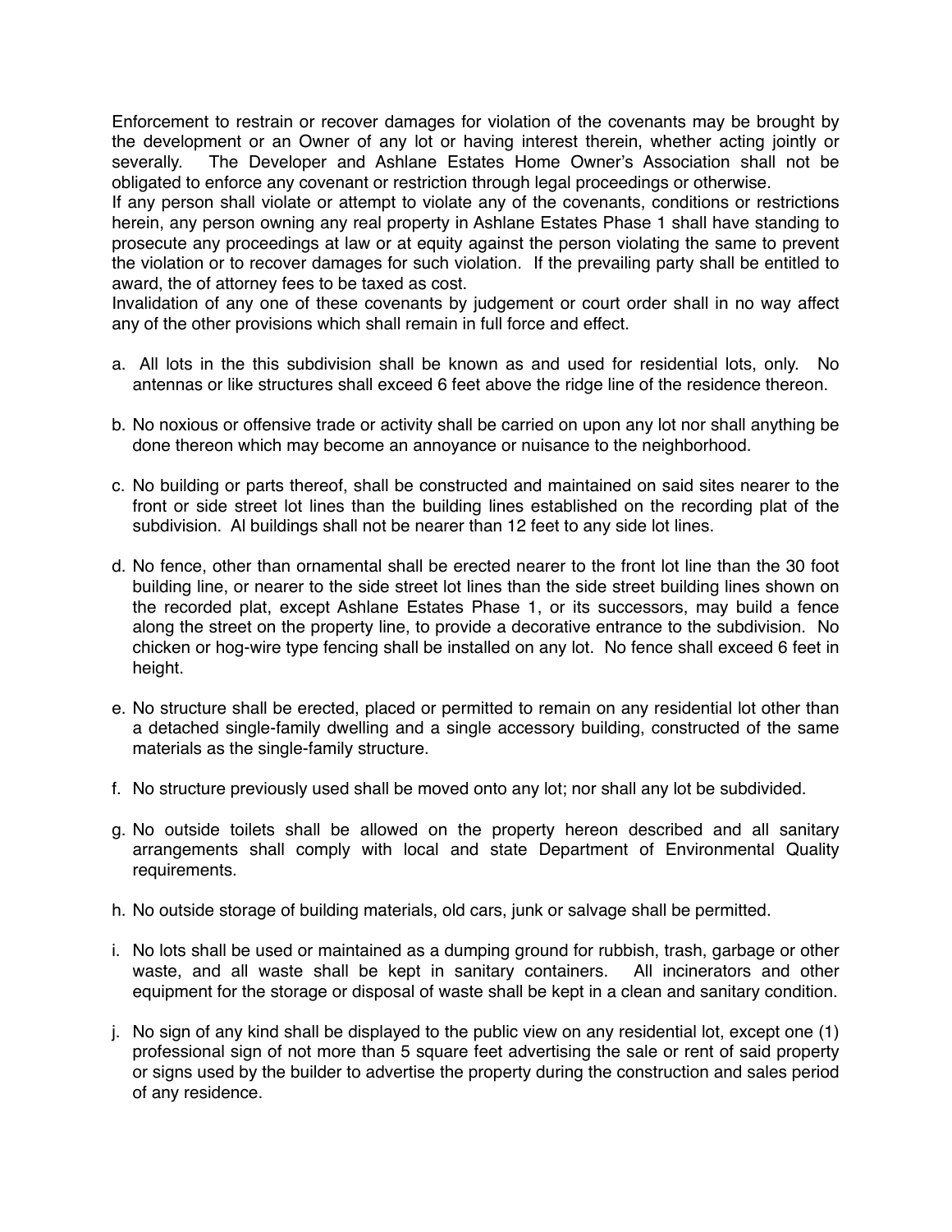Enforcement to restrain or recover damages for violation of the covenants may be brought by the development or an Owner of any lot or having interest therein, whether acting jointly or severally. The Developer and Ashlane Estates Home Owner's Association shall not be obligated to enforce any covenant or restriction through legal proceedings or otherwise.
If any person shall violate or attempt to violate any of the covenants, conditions or restrictions herein, any person owning any real property in Ashlane Estates Phase 1 shall have standing to prosecute any proceedings at law or at equity against the person violating the same to prevent the violation or to recover damages for such violation. If the prevailing party shall be entitled to award, the of attorney fees to be taxed as cost.
Invalidation of any one of these covenants by judgement or court order shall in no way affect any of the other provisions which shall remain in full force and effect.

a. All lots in the this subdivision shall be known as and used for residential lots, only. No antennas or like structures shall exceed 6 feet above the ridge line of the residence thereon.

b. No noxious or offensive trade or activity shall be carried on upon any lot nor shall anything be done thereon which may become an annoyance or nuisance to the neighborhood.

c. No building or parts thereof, shall be constructed and maintained on said sites nearer to the front or side street lot lines than the building lines established on the recording plat of the subdivision. Al buildings shall not be nearer than 12 feet to any side lot lines.

d. No fence, other than ornamental shall be erected nearer to the front lot line than the 30 foot building line, or nearer to the side street lot lines than the side street building lines shown on the recorded plat, except Ashlane Estates Phase 1, or its successors, may build a fence along the street on the property line, to provide a decorative entrance to the subdivision. No chicken or hog-wire type fencing shall be installed on any lot. No fence shall exceed 6 feet in height.

e. No structure shall be erected, placed or permitted to remain on any residential lot other than a detached single-family dwelling and a single accessory building, constructed of the same materials as the single-family structure.

f. No structure previously used shall be moved onto any lot; nor shall any lot be subdivided.

g. No outside toilets shall be allowed on the property hereon described and all sanitary arrangements shall comply with local and state Department of Environmental Quality requirements.

h. No outside storage of building materials, old cars, junk or salvage shall be permitted.

i. No lots shall be used or maintained as a dumping ground for rubbish, trash, garbage or other waste, and all waste shall be kept in sanitary containers. All incinerators and other equipment for the storage or disposal of waste shall be kept in a clean and sanitary condition.

j. No sign of any kind shall be displayed to the public view on any residential lot, except one (1) professional sign of not more than 5 square feet advertising the sale or rent of said property or signs used by the builder to advertise the property during the construction and sales period of any residence.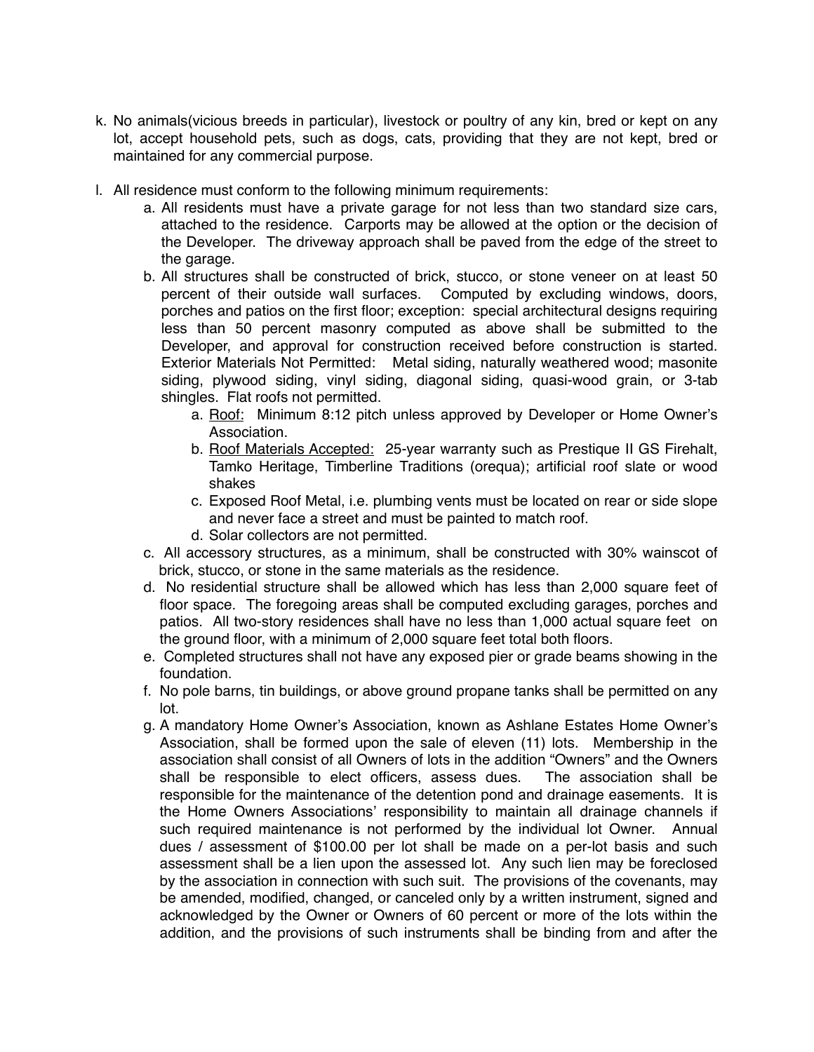k. No animals(vicious breeds in particular), livestock or poultry of any kin, bred or kept on any lot, accept household pets, such as dogs, cats, providing that they are not kept, bred or maintained for any commercial purpose.

l. All residence must conform to the following minimum requirements:

   a. All residents must have a private garage for not less than two standard size cars, attached to the residence. Carports may be allowed at the option or the decision of the Developer. The driveway approach shall be paved from the edge of the street to the garage.

   b. All structures shall be constructed of brick, stucco, or stone veneer on at least 50 percent of their outside wall surfaces. Computed by excluding windows, doors, porches and patios on the first floor; exception: special architectural designs requiring less than 50 percent masonry computed as above shall be submitted to the Developer, and approval for construction received before construction is started. Exterior Materials Not Permitted: Metal siding, naturally weathered wood; masonite siding, plywood siding, vinyl siding, diagonal siding, quasi-wood grain, or 3-tab shingles. Flat roofs not permitted.

      a. <u>Roof:</u> Minimum 8:12 pitch unless approved by Developer or Home Owner's Association.

      b. <u>Roof Materials Accepted:</u> 25-year warranty such as Prestique II GS Firehalt, Tamko Heritage, Timberline Traditions (orequa); artificial roof slate or wood shakes

      c. Exposed Roof Metal, i.e. plumbing vents must be located on rear or side slope and never face a street and must be painted to match roof.

      d. Solar collectors are not permitted.

   c. All accessory structures, as a minimum, shall be constructed with 30% wainscot of brick, stucco, or stone in the same materials as the residence.

   d. No residential structure shall be allowed which has less than 2,000 square feet of floor space. The foregoing areas shall be computed excluding garages, porches and patios. All two-story residences shall have no less than 1,000 actual square feet on the ground floor, with a minimum of 2,000 square feet total both floors.

   e. Completed structures shall not have any exposed pier or grade beams showing in the foundation.

   f. No pole barns, tin buildings, or above ground propane tanks shall be permitted on any lot.

   g. A mandatory Home Owner's Association, known as Ashlane Estates Home Owner's Association, shall be formed upon the sale of eleven (11) lots. Membership in the association shall consist of all Owners of lots in the addition "Owners" and the Owners shall be responsible to elect officers, assess dues. The association shall be responsible for the maintenance of the detention pond and drainage easements. It is the Home Owners Associations' responsibility to maintain all drainage channels if such required maintenance is not performed by the individual lot Owner. Annual dues / assessment of $100.00 per lot shall be made on a per-lot basis and such assessment shall be a lien upon the assessed lot. Any such lien may be foreclosed by the association in connection with such suit. The provisions of the covenants, may be amended, modified, changed, or canceled only by a written instrument, signed and acknowledged by the Owner or Owners of 60 percent or more of the lots within the addition, and the provisions of such instruments shall be binding from and after the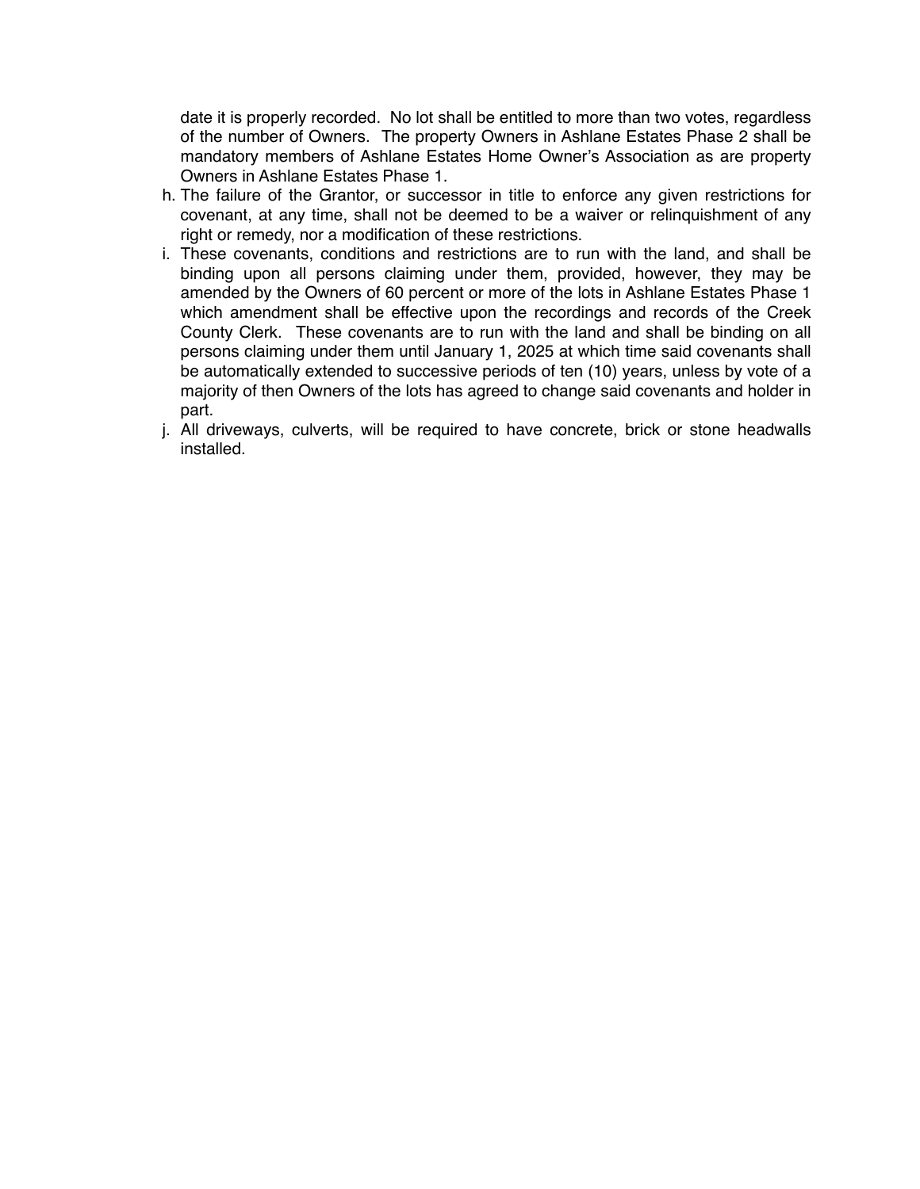date it is properly recorded. No lot shall be entitled to more than two votes, regardless of the number of Owners. The property Owners in Ashlane Estates Phase 2 shall be mandatory members of Ashlane Estates Home Owner's Association as are property Owners in Ashlane Estates Phase 1.

h. The failure of the Grantor, or successor in title to enforce any given restrictions for covenant, at any time, shall not be deemed to be a waiver or relinquishment of any right or remedy, nor a modification of these restrictions.
i. These covenants, conditions and restrictions are to run with the land, and shall be binding upon all persons claiming under them, provided, however, they may be amended by the Owners of 60 percent or more of the lots in Ashlane Estates Phase 1 which amendment shall be effective upon the recordings and records of the Creek County Clerk. These covenants are to run with the land and shall be binding on all persons claiming under them until January 1, 2025 at which time said covenants shall be automatically extended to successive periods of ten (10) years, unless by vote of a majority of then Owners of the lots has agreed to change said covenants and holder in part.
j. All driveways, culverts, will be required to have concrete, brick or stone headwalls installed.